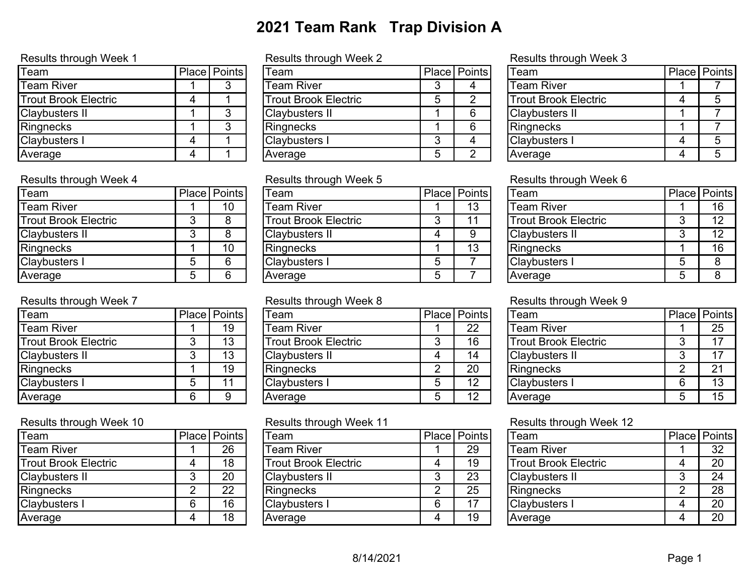# 2021 Team Rank   Trap Division A

Results through Week 1

| Team | Place | Points |
|---|---|---|
| Team River | 1 | 3 |
| Trout Brook Electric | 4 | 1 |
| Claybusters II | 1 | 3 |
| Ringnecks | 1 | 3 |
| Claybusters I | 4 | 1 |
| Average | 4 | 1 |

Results through Week 2

| Team | Place | Points |
|---|---|---|
| Team River | 3 | 4 |
| Trout Brook Electric | 5 | 2 |
| Claybusters II | 1 | 6 |
| Ringnecks | 1 | 6 |
| Claybusters I | 3 | 4 |
| Average | 5 | 2 |

Results through Week 3

| Team | Place | Points |
|---|---|---|
| Team River | 1 | 7 |
| Trout Brook Electric | 4 | 5 |
| Claybusters II | 1 | 7 |
| Ringnecks | 1 | 7 |
| Claybusters I | 4 | 5 |
| Average | 4 | 5 |

Results through Week 4

| Team | Place | Points |
|---|---|---|
| Team River | 1 | 10 |
| Trout Brook Electric | 3 | 8 |
| Claybusters II | 3 | 8 |
| Ringnecks | 1 | 10 |
| Claybusters I | 5 | 6 |
| Average | 5 | 6 |

Results through Week 5

| Team | Place | Points |
|---|---|---|
| Team River | 1 | 13 |
| Trout Brook Electric | 3 | 11 |
| Claybusters II | 4 | 9 |
| Ringnecks | 1 | 13 |
| Claybusters I | 5 | 7 |
| Average | 5 | 7 |

Results through Week 6

| Team | Place | Points |
|---|---|---|
| Team River | 1 | 16 |
| Trout Brook Electric | 3 | 12 |
| Claybusters II | 3 | 12 |
| Ringnecks | 1 | 16 |
| Claybusters I | 5 | 8 |
| Average | 5 | 8 |

Results through Week 7

| Team | Place | Points |
|---|---|---|
| Team River | 1 | 19 |
| Trout Brook Electric | 3 | 13 |
| Claybusters II | 3 | 13 |
| Ringnecks | 1 | 19 |
| Claybusters I | 5 | 11 |
| Average | 6 | 9 |

Results through Week 8

| Team | Place | Points |
|---|---|---|
| Team River | 1 | 22 |
| Trout Brook Electric | 3 | 16 |
| Claybusters II | 4 | 14 |
| Ringnecks | 2 | 20 |
| Claybusters I | 5 | 12 |
| Average | 5 | 12 |

Results through Week 9

| Team | Place | Points |
|---|---|---|
| Team River | 1 | 25 |
| Trout Brook Electric | 3 | 17 |
| Claybusters II | 3 | 17 |
| Ringnecks | 2 | 21 |
| Claybusters I | 6 | 13 |
| Average | 5 | 15 |

Results through Week 10

| Team | Place | Points |
|---|---|---|
| Team River | 1 | 26 |
| Trout Brook Electric | 4 | 18 |
| Claybusters II | 3 | 20 |
| Ringnecks | 2 | 22 |
| Claybusters I | 6 | 16 |
| Average | 4 | 18 |

Results through Week 11

| Team | Place | Points |
|---|---|---|
| Team River | 1 | 29 |
| Trout Brook Electric | 4 | 19 |
| Claybusters II | 3 | 23 |
| Ringnecks | 2 | 25 |
| Claybusters I | 6 | 17 |
| Average | 4 | 19 |

Results through Week 12

| Team | Place | Points |
|---|---|---|
| Team River | 1 | 32 |
| Trout Brook Electric | 4 | 20 |
| Claybusters II | 3 | 24 |
| Ringnecks | 2 | 28 |
| Claybusters I | 4 | 20 |
| Average | 4 | 20 |

8/14/2021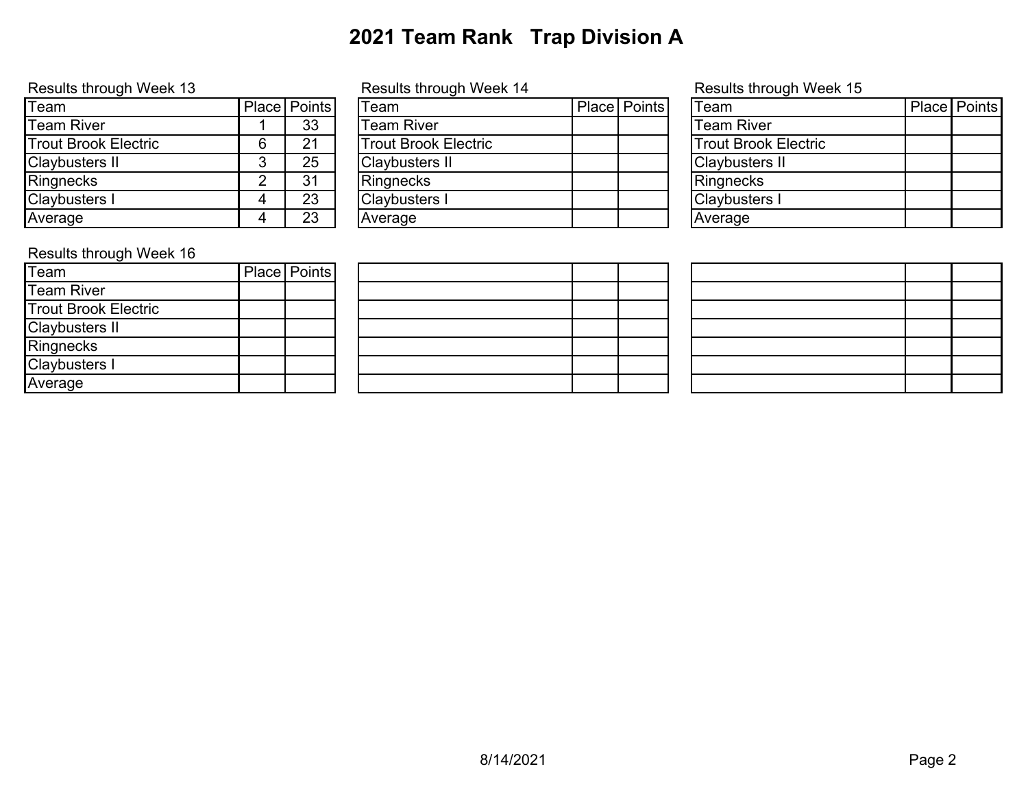# 2021 Team Rank   Trap Division A

Results through Week 13

| Team | Place | Points |
|---|---|---|
| Team River | 1 | 33 |
| Trout Brook Electric | 6 | 21 |
| Claybusters II | 3 | 25 |
| Ringnecks | 2 | 31 |
| Claybusters I | 4 | 23 |
| Average | 4 | 23 |

Results through Week 14

| Team | Place | Points |
|---|---|---|
| Team River | | |
| Trout Brook Electric | | |
| Claybusters II | | |
| Ringnecks | | |
| Claybusters I | | |
| Average | | |

Results through Week 15

| Team | Place | Points |
|---|---|---|
| Team River | | |
| Trout Brook Electric | | |
| Claybusters II | | |
| Ringnecks | | |
| Claybusters I | | |
| Average | | |

Results through Week 16

| Team | Place | Points |
|---|---|---|
| Team River | | |
| Trout Brook Electric | | |
| Claybusters II | | |
| Ringnecks | | |
| Claybusters I | | |
| Average | | |

8/14/2021